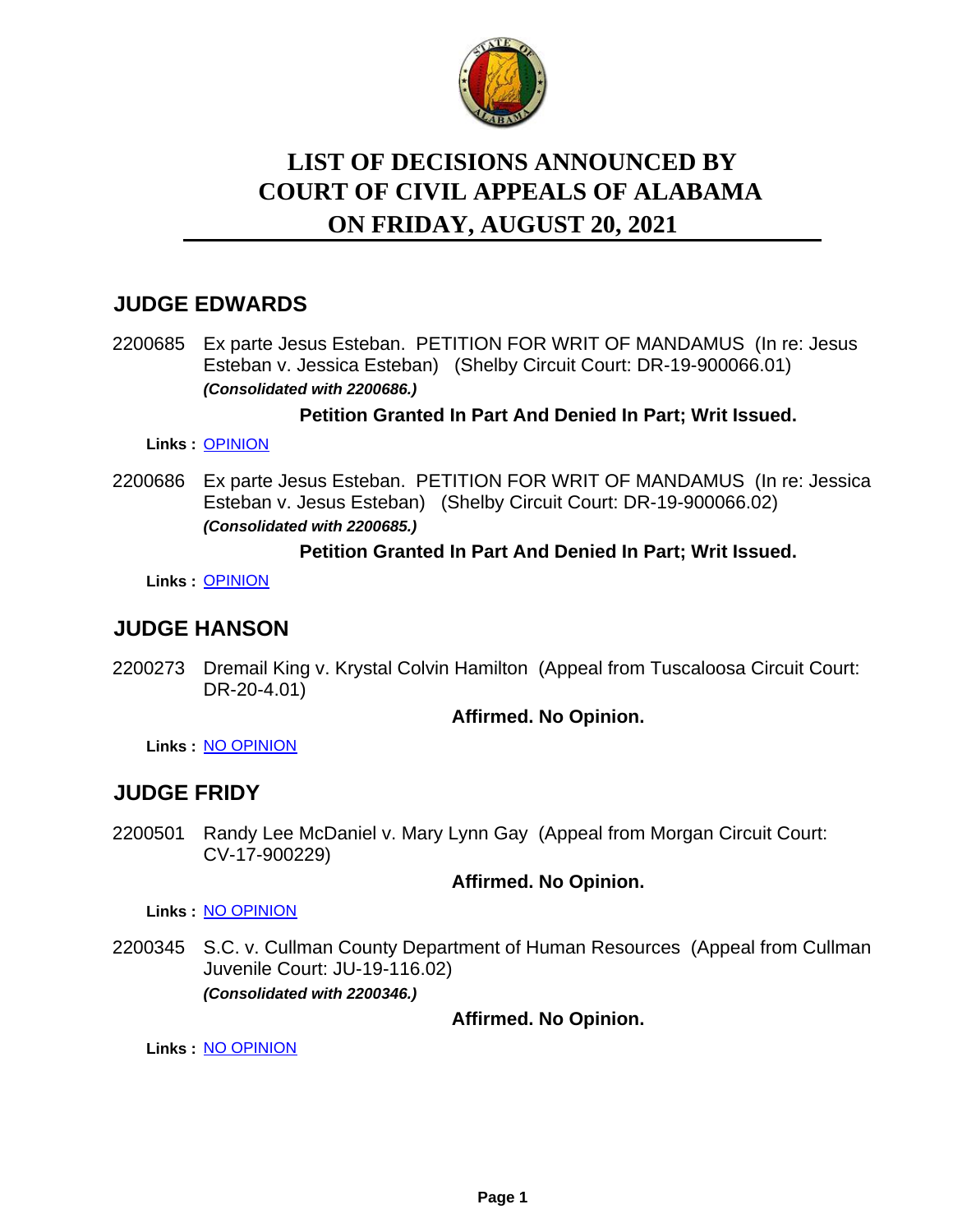# LIST OF DECISIONS ANNOUNCED BY COURT OF CIVIL APPEALS OF ALABAMA ON FRIDAY, AUGUST 20, 2021

## JUDGE EDWARDS

2200685 Ex parte Jesus Esteban. PETITION FOR WRIT OF MANDAMUS (In re: Jesus Esteban v. Jessica Esteban) (Shelby Circuit Court: DR-19-900066.01)
***(Consolidated with 2200686.)***

**Petition Granted In Part And Denied In Part; Writ Issued.**

**Links :** OPINION

2200686 Ex parte Jesus Esteban. PETITION FOR WRIT OF MANDAMUS (In re: Jessica Esteban v. Jesus Esteban) (Shelby Circuit Court: DR-19-900066.02)
***(Consolidated with 2200685.)***

**Petition Granted In Part And Denied In Part; Writ Issued.**

**Links :** OPINION

## JUDGE HANSON

2200273 Dremail King v. Krystal Colvin Hamilton (Appeal from Tuscaloosa Circuit Court: DR-20-4.01)

**Affirmed. No Opinion.**

**Links :** NO OPINION

## JUDGE FRIDY

2200501 Randy Lee McDaniel v. Mary Lynn Gay (Appeal from Morgan Circuit Court: CV-17-900229)

**Affirmed. No Opinion.**

**Links :** NO OPINION

2200345 S.C. v. Cullman County Department of Human Resources (Appeal from Cullman Juvenile Court: JU-19-116.02)
***(Consolidated with 2200346.)***

**Affirmed. No Opinion.**

**Links :** NO OPINION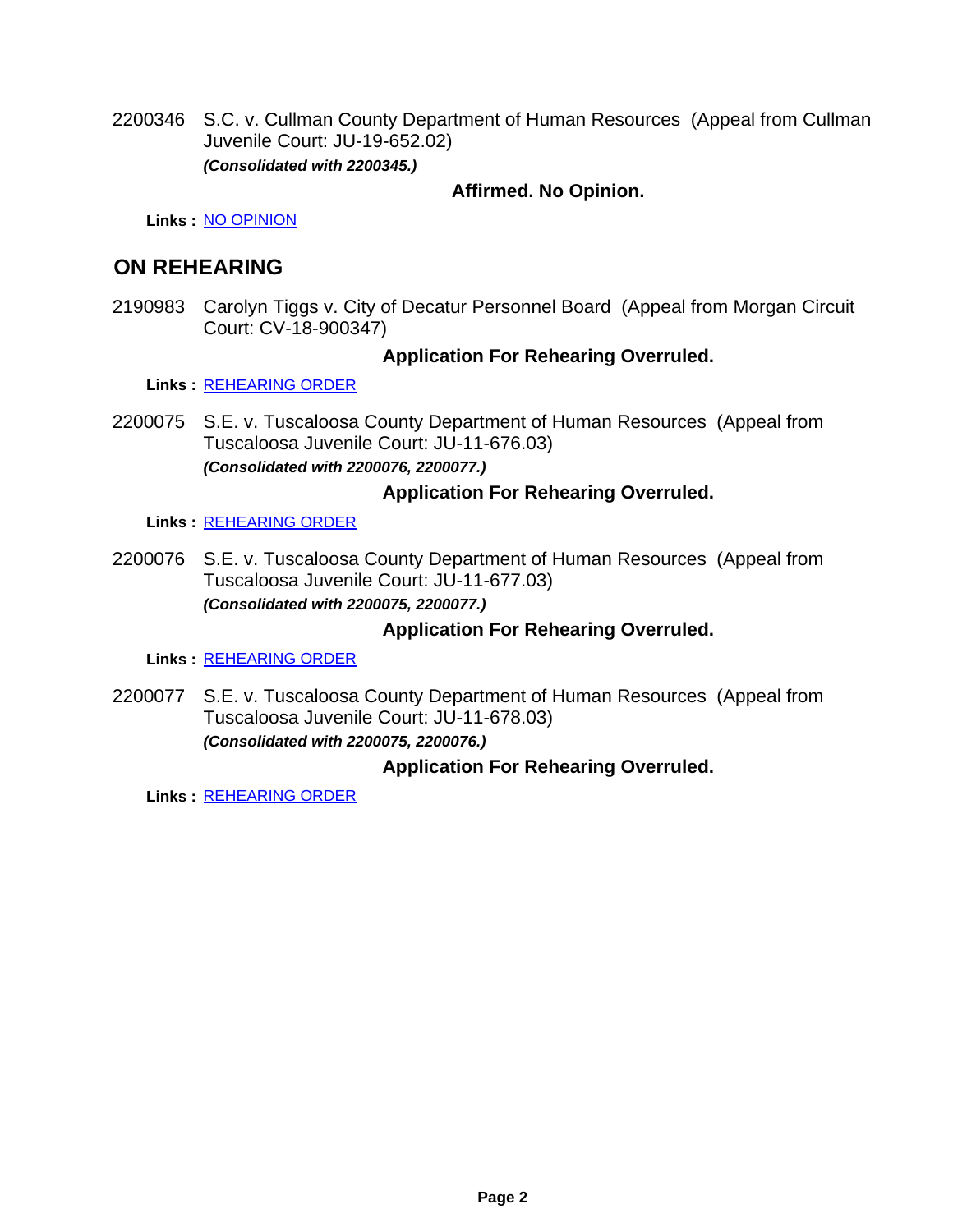2200346 S.C. v. Cullman County Department of Human Resources (Appeal from Cullman Juvenile Court: JU-19-652.02)

***(Consolidated with 2200345.)***

**Affirmed. No Opinion.**

**Links :** NO OPINION

## ON REHEARING

2190983 Carolyn Tiggs v. City of Decatur Personnel Board (Appeal from Morgan Circuit Court: CV-18-900347)

**Application For Rehearing Overruled.**

**Links :** REHEARING ORDER

2200075 S.E. v. Tuscaloosa County Department of Human Resources (Appeal from Tuscaloosa Juvenile Court: JU-11-676.03)

***(Consolidated with 2200076, 2200077.)***

**Application For Rehearing Overruled.**

**Links :** REHEARING ORDER

2200076 S.E. v. Tuscaloosa County Department of Human Resources (Appeal from Tuscaloosa Juvenile Court: JU-11-677.03)

***(Consolidated with 2200075, 2200077.)***

**Application For Rehearing Overruled.**

**Links :** REHEARING ORDER

2200077 S.E. v. Tuscaloosa County Department of Human Resources (Appeal from Tuscaloosa Juvenile Court: JU-11-678.03)

***(Consolidated with 2200075, 2200076.)***

**Application For Rehearing Overruled.**

**Links :** REHEARING ORDER